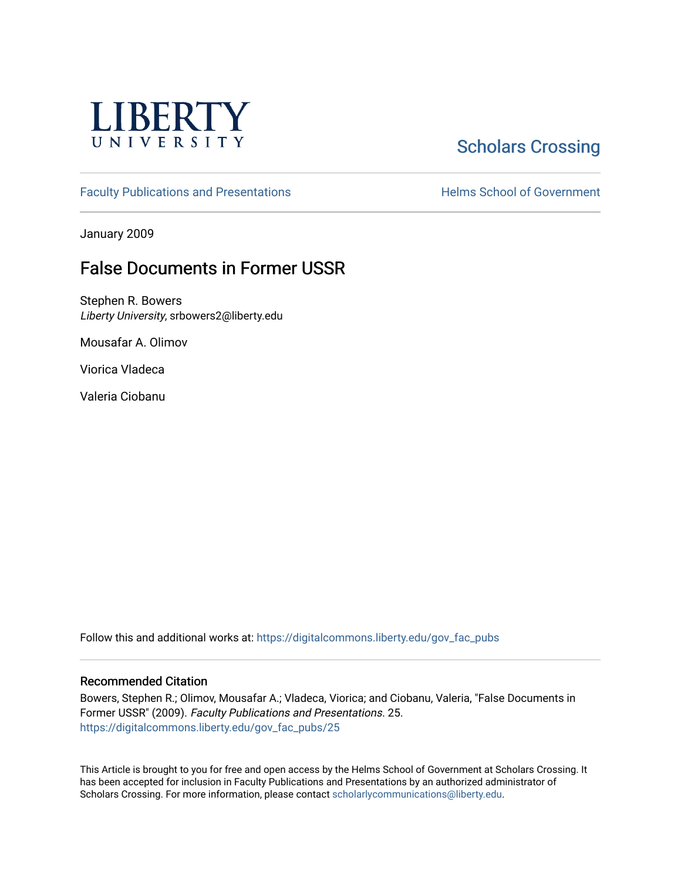LIBERTY UNIVERSITY

Scholars Crossing

Faculty Publications and Presentations

Helms School of Government

January 2009

# False Documents in Former USSR

Stephen R. Bowers
*Liberty University*, srbowers2@liberty.edu

Mousafar A. Olimov

Viorica Vladeca

Valeria Ciobanu

Follow this and additional works at: https://digitalcommons.liberty.edu/gov_fac_pubs

## Recommended Citation

Bowers, Stephen R.; Olimov, Mousafar A.; Vladeca, Viorica; and Ciobanu, Valeria, "False Documents in Former USSR" (2009). *Faculty Publications and Presentations*. 25.
https://digitalcommons.liberty.edu/gov_fac_pubs/25

This Article is brought to you for free and open access by the Helms School of Government at Scholars Crossing. It has been accepted for inclusion in Faculty Publications and Presentations by an authorized administrator of Scholars Crossing. For more information, please contact scholarlycommunications@liberty.edu.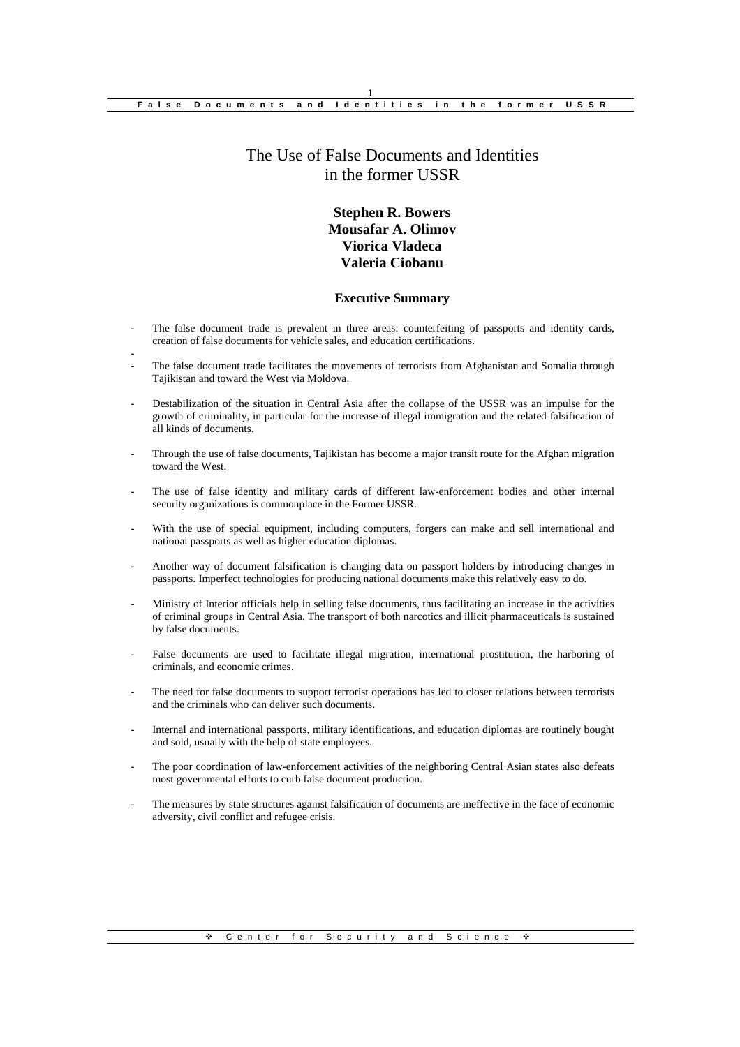# The Use of False Documents and Identities in the former USSR

**Stephen R. Bowers**
**Mousafar A. Olimov**
**Viorica Vladeca**
**Valeria Ciobanu**

### Executive Summary

- The false document trade is prevalent in three areas: counterfeiting of passports and identity cards, creation of false documents for vehicle sales, and education certifications.
- The false document trade facilitates the movements of terrorists from Afghanistan and Somalia through Tajikistan and toward the West via Moldova.
- Destabilization of the situation in Central Asia after the collapse of the USSR was an impulse for the growth of criminality, in particular for the increase of illegal immigration and the related falsification of all kinds of documents.
- Through the use of false documents, Tajikistan has become a major transit route for the Afghan migration toward the West.
- The use of false identity and military cards of different law-enforcement bodies and other internal security organizations is commonplace in the Former USSR.
- With the use of special equipment, including computers, forgers can make and sell international and national passports as well as higher education diplomas.
- Another way of document falsification is changing data on passport holders by introducing changes in passports. Imperfect technologies for producing national documents make this relatively easy to do.
- Ministry of Interior officials help in selling false documents, thus facilitating an increase in the activities of criminal groups in Central Asia. The transport of both narcotics and illicit pharmaceuticals is sustained by false documents.
- False documents are used to facilitate illegal migration, international prostitution, the harboring of criminals, and economic crimes.
- The need for false documents to support terrorist operations has led to closer relations between terrorists and the criminals who can deliver such documents.
- Internal and international passports, military identifications, and education diplomas are routinely bought and sold, usually with the help of state employees.
- The poor coordination of law-enforcement activities of the neighboring Central Asian states also defeats most governmental efforts to curb false document production.
- The measures by state structures against falsification of documents are ineffective in the face of economic adversity, civil conflict and refugee crisis.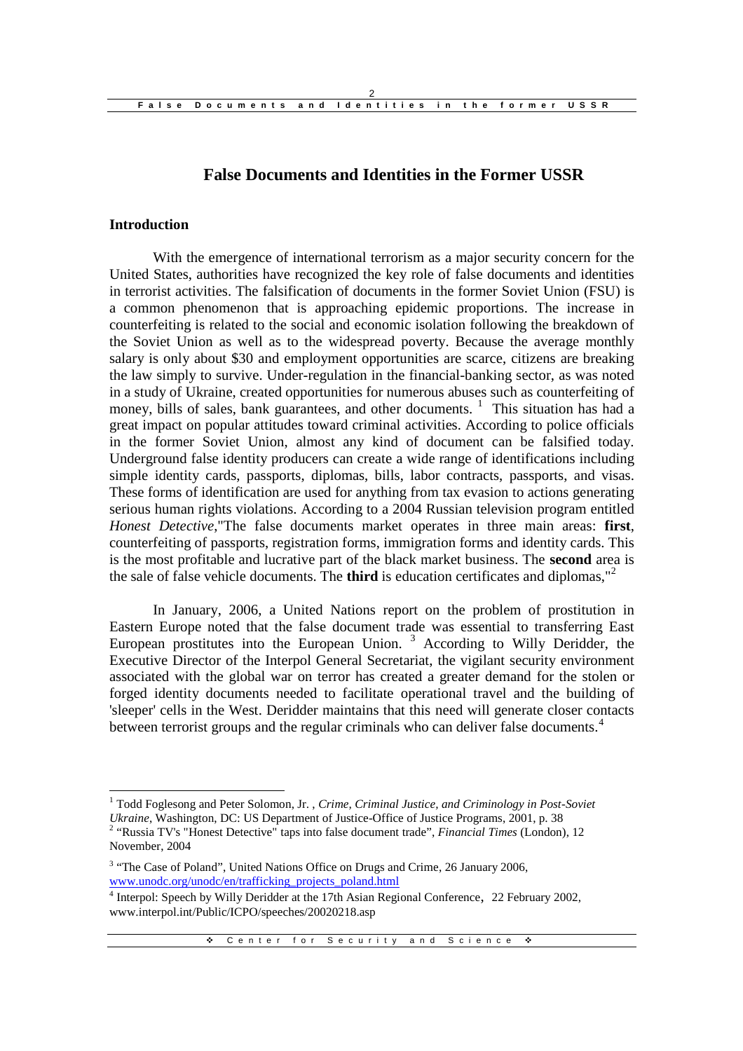# False Documents and Identities in the Former USSR

## Introduction

With the emergence of international terrorism as a major security concern for the United States, authorities have recognized the key role of false documents and identities in terrorist activities. The falsification of documents in the former Soviet Union (FSU) is a common phenomenon that is approaching epidemic proportions. The increase in counterfeiting is related to the social and economic isolation following the breakdown of the Soviet Union as well as to the widespread poverty. Because the average monthly salary is only about $30 and employment opportunities are scarce, citizens are breaking the law simply to survive. Under-regulation in the financial-banking sector, as was noted in a study of Ukraine, created opportunities for numerous abuses such as counterfeiting of money, bills of sales, bank guarantees, and other documents. [1] This situation has had a great impact on popular attitudes toward criminal activities. According to police officials in the former Soviet Union, almost any kind of document can be falsified today. Underground false identity producers can create a wide range of identifications including simple identity cards, passports, diplomas, bills, labor contracts, passports, and visas. These forms of identification are used for anything from tax evasion to actions generating serious human rights violations. According to a 2004 Russian television program entitled *Honest Detective*,"The false documents market operates in three main areas: **first**, counterfeiting of passports, registration forms, immigration forms and identity cards. This is the most profitable and lucrative part of the black market business. The **second** area is the sale of false vehicle documents. The **third** is education certificates and diplomas,"[2]

In January, 2006, a United Nations report on the problem of prostitution in Eastern Europe noted that the false document trade was essential to transferring East European prostitutes into the European Union. [3] According to Willy Deridder, the Executive Director of the Interpol General Secretariat, the vigilant security environment associated with the global war on terror has created a greater demand for the stolen or forged identity documents needed to facilitate operational travel and the building of 'sleeper' cells in the West. Deridder maintains that this need will generate closer contacts between terrorist groups and the regular criminals who can deliver false documents.[4]

---

[1] Todd Foglesong and Peter Solomon, Jr. , *Crime, Criminal Justice, and Criminology in Post-Soviet Ukraine*, Washington, DC: US Department of Justice-Office of Justice Programs, 2001, p. 38

[2] "Russia TV's "Honest Detective" taps into false document trade", *Financial Times* (London), 12 November, 2004

[3] "The Case of Poland", United Nations Office on Drugs and Crime, 26 January 2006, www.unodc.org/unodc/en/trafficking_projects_poland.html

[4] Interpol: Speech by Willy Deridder at the 17th Asian Regional Conference, 22 February 2002, www.interpol.int/Public/ICPO/speeches/20020218.asp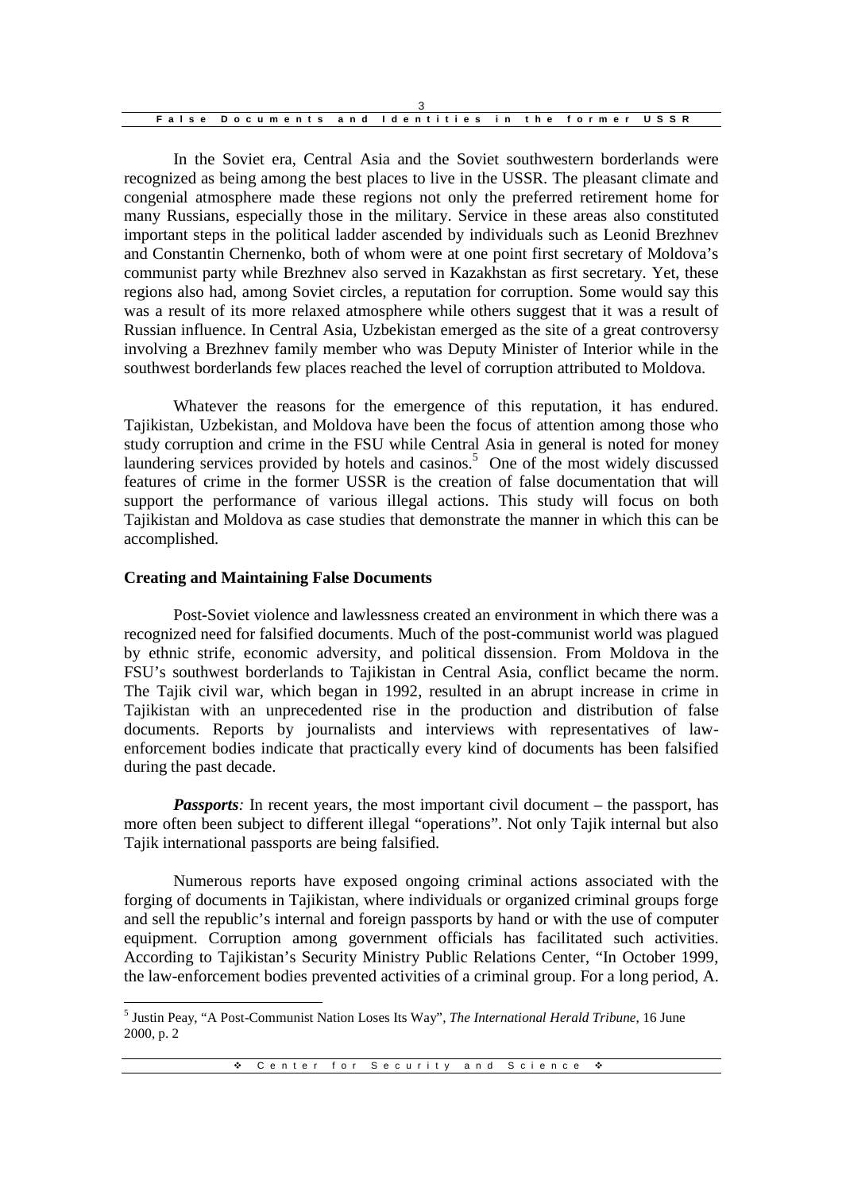In the Soviet era, Central Asia and the Soviet southwestern borderlands were recognized as being among the best places to live in the USSR. The pleasant climate and congenial atmosphere made these regions not only the preferred retirement home for many Russians, especially those in the military. Service in these areas also constituted important steps in the political ladder ascended by individuals such as Leonid Brezhnev and Constantin Chernenko, both of whom were at one point first secretary of Moldova's communist party while Brezhnev also served in Kazakhstan as first secretary. Yet, these regions also had, among Soviet circles, a reputation for corruption. Some would say this was a result of its more relaxed atmosphere while others suggest that it was a result of Russian influence. In Central Asia, Uzbekistan emerged as the site of a great controversy involving a Brezhnev family member who was Deputy Minister of Interior while in the southwest borderlands few places reached the level of corruption attributed to Moldova.

Whatever the reasons for the emergence of this reputation, it has endured. Tajikistan, Uzbekistan, and Moldova have been the focus of attention among those who study corruption and crime in the FSU while Central Asia in general is noted for money laundering services provided by hotels and casinos.[5] One of the most widely discussed features of crime in the former USSR is the creation of false documentation that will support the performance of various illegal actions. This study will focus on both Tajikistan and Moldova as case studies that demonstrate the manner in which this can be accomplished.

**Creating and Maintaining False Documents**

Post-Soviet violence and lawlessness created an environment in which there was a recognized need for falsified documents. Much of the post-communist world was plagued by ethnic strife, economic adversity, and political dissension. From Moldova in the FSU's southwest borderlands to Tajikistan in Central Asia, conflict became the norm. The Tajik civil war, which began in 1992, resulted in an abrupt increase in crime in Tajikistan with an unprecedented rise in the production and distribution of false documents. Reports by journalists and interviews with representatives of law-enforcement bodies indicate that practically every kind of documents has been falsified during the past decade.

***Passports****:* In recent years, the most important civil document – the passport, has more often been subject to different illegal "operations". Not only Tajik internal but also Tajik international passports are being falsified.

Numerous reports have exposed ongoing criminal actions associated with the forging of documents in Tajikistan, where individuals or organized criminal groups forge and sell the republic's internal and foreign passports by hand or with the use of computer equipment. Corruption among government officials has facilitated such activities. According to Tajikistan's Security Ministry Public Relations Center, "In October 1999, the law-enforcement bodies prevented activities of a criminal group. For a long period, A.

---

[5] Justin Peay, "A Post-Communist Nation Loses Its Way", *The International Herald Tribune*, 16 June 2000, p. 2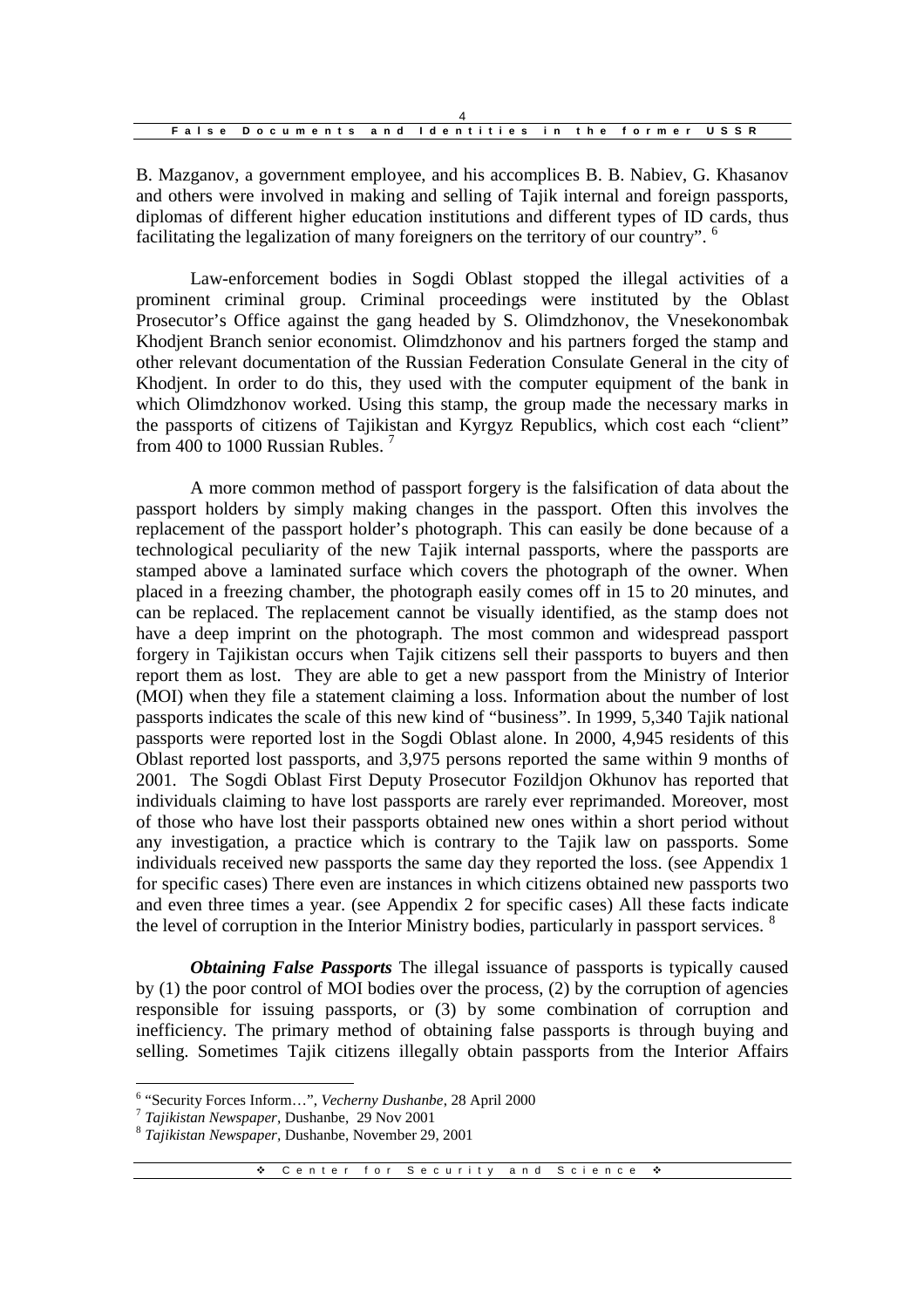B. Mazganov, a government employee, and his accomplices B. B. Nabiev, G. Khasanov and others were involved in making and selling of Tajik internal and foreign passports, diplomas of different higher education institutions and different types of ID cards, thus facilitating the legalization of many foreigners on the territory of our country". [6]

Law-enforcement bodies in Sogdi Oblast stopped the illegal activities of a prominent criminal group. Criminal proceedings were instituted by the Oblast Prosecutor's Office against the gang headed by S. Olimdzhonov, the Vnesekonombak Khodjent Branch senior economist. Olimdzhonov and his partners forged the stamp and other relevant documentation of the Russian Federation Consulate General in the city of Khodjent. In order to do this, they used with the computer equipment of the bank in which Olimdzhonov worked. Using this stamp, the group made the necessary marks in the passports of citizens of Tajikistan and Kyrgyz Republics, which cost each "client" from 400 to 1000 Russian Rubles. [7]

A more common method of passport forgery is the falsification of data about the passport holders by simply making changes in the passport. Often this involves the replacement of the passport holder's photograph. This can easily be done because of a technological peculiarity of the new Tajik internal passports, where the passports are stamped above a laminated surface which covers the photograph of the owner. When placed in a freezing chamber, the photograph easily comes off in 15 to 20 minutes, and can be replaced. The replacement cannot be visually identified, as the stamp does not have a deep imprint on the photograph. The most common and widespread passport forgery in Tajikistan occurs when Tajik citizens sell their passports to buyers and then report them as lost. They are able to get a new passport from the Ministry of Interior (MOI) when they file a statement claiming a loss. Information about the number of lost passports indicates the scale of this new kind of "business". In 1999, 5,340 Tajik national passports were reported lost in the Sogdi Oblast alone. In 2000, 4,945 residents of this Oblast reported lost passports, and 3,975 persons reported the same within 9 months of 2001. The Sogdi Oblast First Deputy Prosecutor Fozildjon Okhunov has reported that individuals claiming to have lost passports are rarely ever reprimanded. Moreover, most of those who have lost their passports obtained new ones within a short period without any investigation, a practice which is contrary to the Tajik law on passports. Some individuals received new passports the same day they reported the loss. (see Appendix 1 for specific cases) There even are instances in which citizens obtained new passports two and even three times a year. (see Appendix 2 for specific cases) All these facts indicate the level of corruption in the Interior Ministry bodies, particularly in passport services. [8]

***Obtaining False Passports*** The illegal issuance of passports is typically caused by (1) the poor control of MOI bodies over the process, (2) by the corruption of agencies responsible for issuing passports, or (3) by some combination of corruption and inefficiency. The primary method of obtaining false passports is through buying and selling. Sometimes Tajik citizens illegally obtain passports from the Interior Affairs

---

[6] "Security Forces Inform…", *Vecherny Dushanbe*, 28 April 2000

[7] *Tajikistan Newspaper*, Dushanbe, 29 Nov 2001

[8] *Tajikistan Newspaper*, Dushanbe, November 29, 2001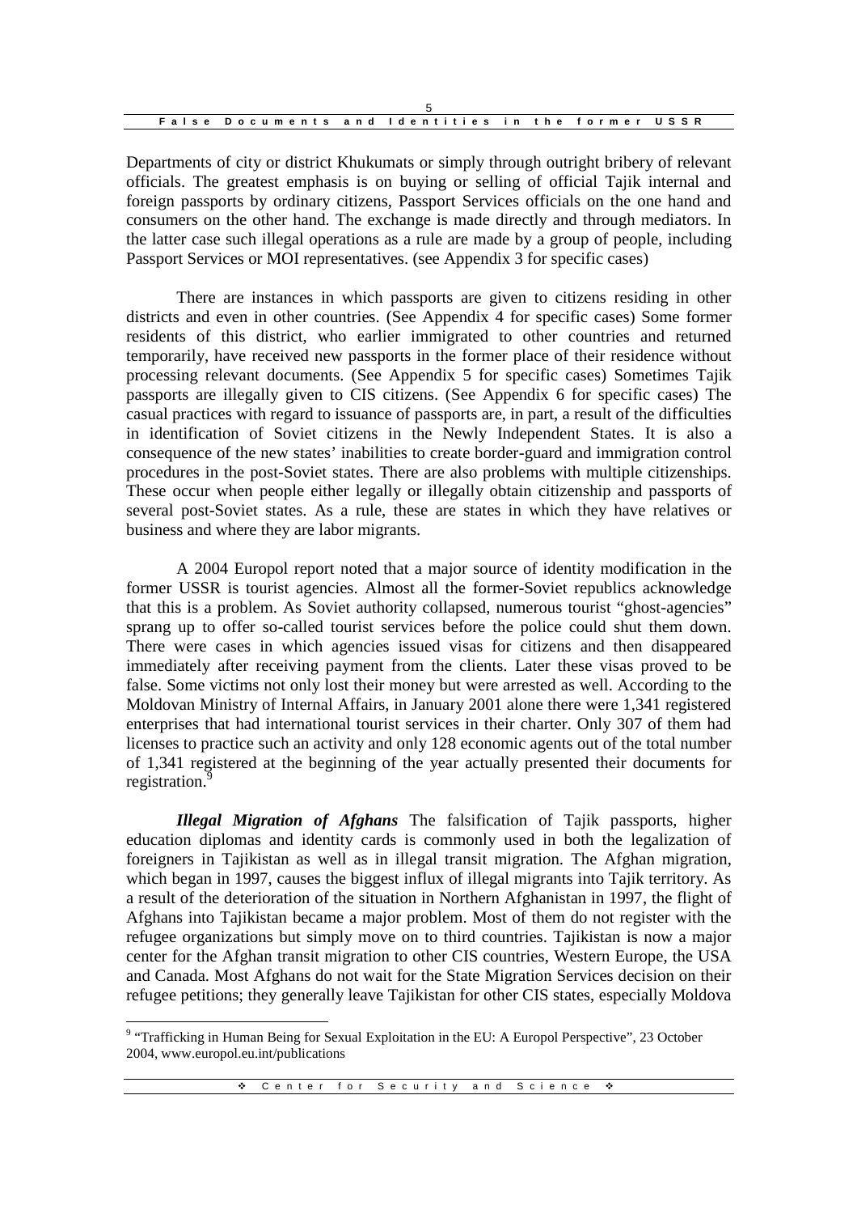Departments of city or district Khukumats or simply through outright bribery of relevant officials. The greatest emphasis is on buying or selling of official Tajik internal and foreign passports by ordinary citizens, Passport Services officials on the one hand and consumers on the other hand. The exchange is made directly and through mediators. In the latter case such illegal operations as a rule are made by a group of people, including Passport Services or MOI representatives. (see Appendix 3 for specific cases)

There are instances in which passports are given to citizens residing in other districts and even in other countries. (See Appendix 4 for specific cases) Some former residents of this district, who earlier immigrated to other countries and returned temporarily, have received new passports in the former place of their residence without processing relevant documents. (See Appendix 5 for specific cases) Sometimes Tajik passports are illegally given to CIS citizens. (See Appendix 6 for specific cases) The casual practices with regard to issuance of passports are, in part, a result of the difficulties in identification of Soviet citizens in the Newly Independent States. It is also a consequence of the new states' inabilities to create border-guard and immigration control procedures in the post-Soviet states. There are also problems with multiple citizenships. These occur when people either legally or illegally obtain citizenship and passports of several post-Soviet states. As a rule, these are states in which they have relatives or business and where they are labor migrants.

A 2004 Europol report noted that a major source of identity modification in the former USSR is tourist agencies. Almost all the former-Soviet republics acknowledge that this is a problem. As Soviet authority collapsed, numerous tourist "ghost-agencies" sprang up to offer so-called tourist services before the police could shut them down. There were cases in which agencies issued visas for citizens and then disappeared immediately after receiving payment from the clients. Later these visas proved to be false. Some victims not only lost their money but were arrested as well. According to the Moldovan Ministry of Internal Affairs, in January 2001 alone there were 1,341 registered enterprises that had international tourist services in their charter. Only 307 of them had licenses to practice such an activity and only 128 economic agents out of the total number of 1,341 registered at the beginning of the year actually presented their documents for registration.[9]

***Illegal Migration of Afghans*** The falsification of Tajik passports, higher education diplomas and identity cards is commonly used in both the legalization of foreigners in Tajikistan as well as in illegal transit migration. The Afghan migration, which began in 1997, causes the biggest influx of illegal migrants into Tajik territory. As a result of the deterioration of the situation in Northern Afghanistan in 1997, the flight of Afghans into Tajikistan became a major problem. Most of them do not register with the refugee organizations but simply move on to third countries. Tajikistan is now a major center for the Afghan transit migration to other CIS countries, Western Europe, the USA and Canada. Most Afghans do not wait for the State Migration Services decision on their refugee petitions; they generally leave Tajikistan for other CIS states, especially Moldova

---

[9] "Trafficking in Human Being for Sexual Exploitation in the EU: A Europol Perspective", 23 October 2004, www.europol.eu.int/publications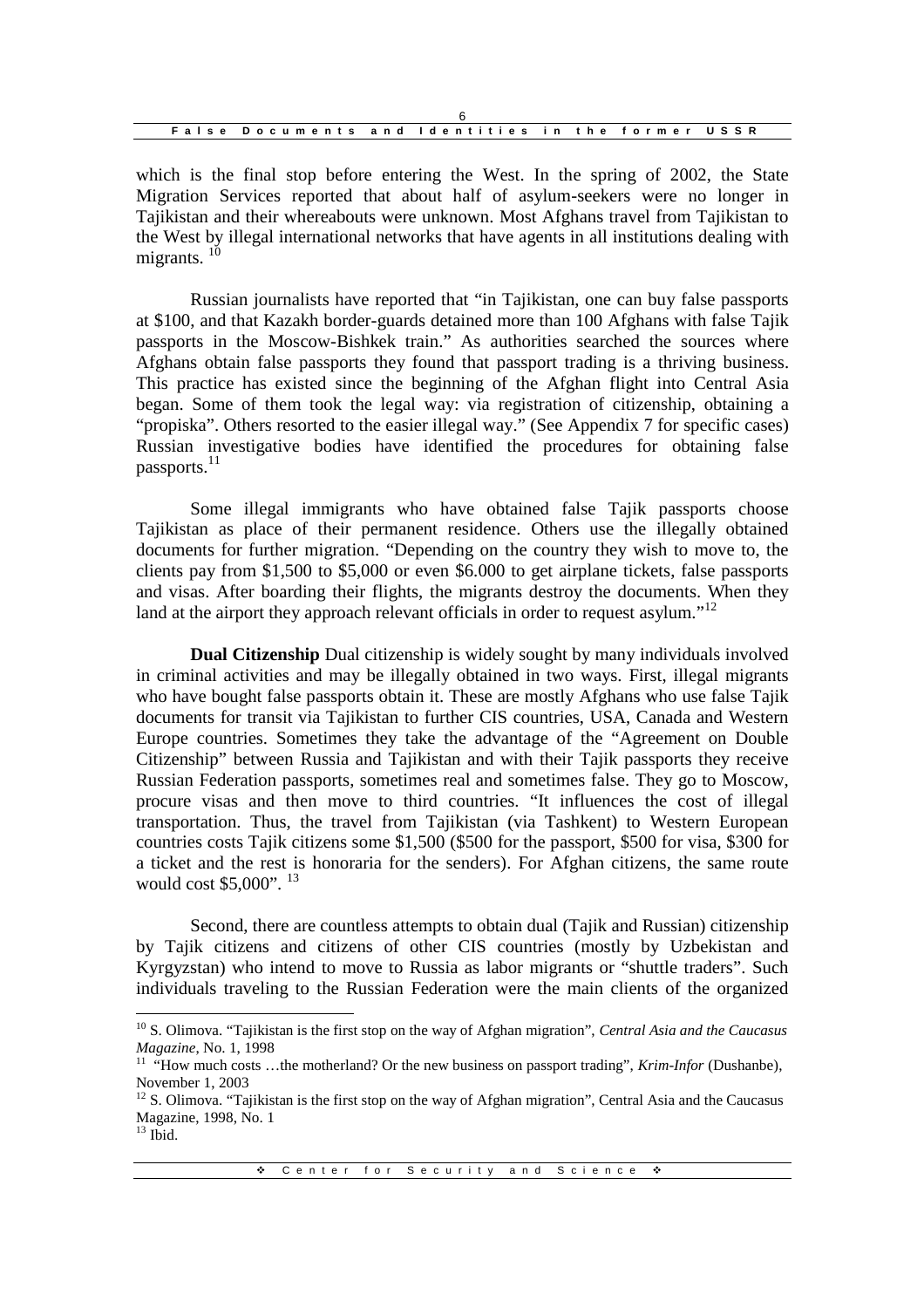which is the final stop before entering the West. In the spring of 2002, the State Migration Services reported that about half of asylum-seekers were no longer in Tajikistan and their whereabouts were unknown. Most Afghans travel from Tajikistan to the West by illegal international networks that have agents in all institutions dealing with migrants. [10]

Russian journalists have reported that "in Tajikistan, one can buy false passports at $100, and that Kazakh border-guards detained more than 100 Afghans with false Tajik passports in the Moscow-Bishkek train." As authorities searched the sources where Afghans obtain false passports they found that passport trading is a thriving business. This practice has existed since the beginning of the Afghan flight into Central Asia began. Some of them took the legal way: via registration of citizenship, obtaining a "propiska". Others resorted to the easier illegal way." (See Appendix 7 for specific cases) Russian investigative bodies have identified the procedures for obtaining false passports.[11]

Some illegal immigrants who have obtained false Tajik passports choose Tajikistan as place of their permanent residence. Others use the illegally obtained documents for further migration. "Depending on the country they wish to move to, the clients pay from $1,500 to $5,000 or even $6.000 to get airplane tickets, false passports and visas. After boarding their flights, the migrants destroy the documents. When they land at the airport they approach relevant officials in order to request asylum."[12]

**Dual Citizenship** Dual citizenship is widely sought by many individuals involved in criminal activities and may be illegally obtained in two ways. First, illegal migrants who have bought false passports obtain it. These are mostly Afghans who use false Tajik documents for transit via Tajikistan to further CIS countries, USA, Canada and Western Europe countries. Sometimes they take the advantage of the "Agreement on Double Citizenship" between Russia and Tajikistan and with their Tajik passports they receive Russian Federation passports, sometimes real and sometimes false. They go to Moscow, procure visas and then move to third countries. "It influences the cost of illegal transportation. Thus, the travel from Tajikistan (via Tashkent) to Western European countries costs Tajik citizens some $1,500 ($500 for the passport, $500 for visa, $300 for a ticket and the rest is honoraria for the senders). For Afghan citizens, the same route would cost $5,000". [13]

Second, there are countless attempts to obtain dual (Tajik and Russian) citizenship by Tajik citizens and citizens of other CIS countries (mostly by Uzbekistan and Kyrgyzstan) who intend to move to Russia as labor migrants or "shuttle traders". Such individuals traveling to the Russian Federation were the main clients of the organized

---

[10] S. Olimova. "Tajikistan is the first stop on the way of Afghan migration", *Central Asia and the Caucasus Magazine*, No. 1, 1998

[11] "How much costs …the motherland? Or the new business on passport trading", *Krim-Infor* (Dushanbe), November 1, 2003

[12] S. Olimova. "Tajikistan is the first stop on the way of Afghan migration", Central Asia and the Caucasus Magazine, 1998, No. 1

[13] Ibid.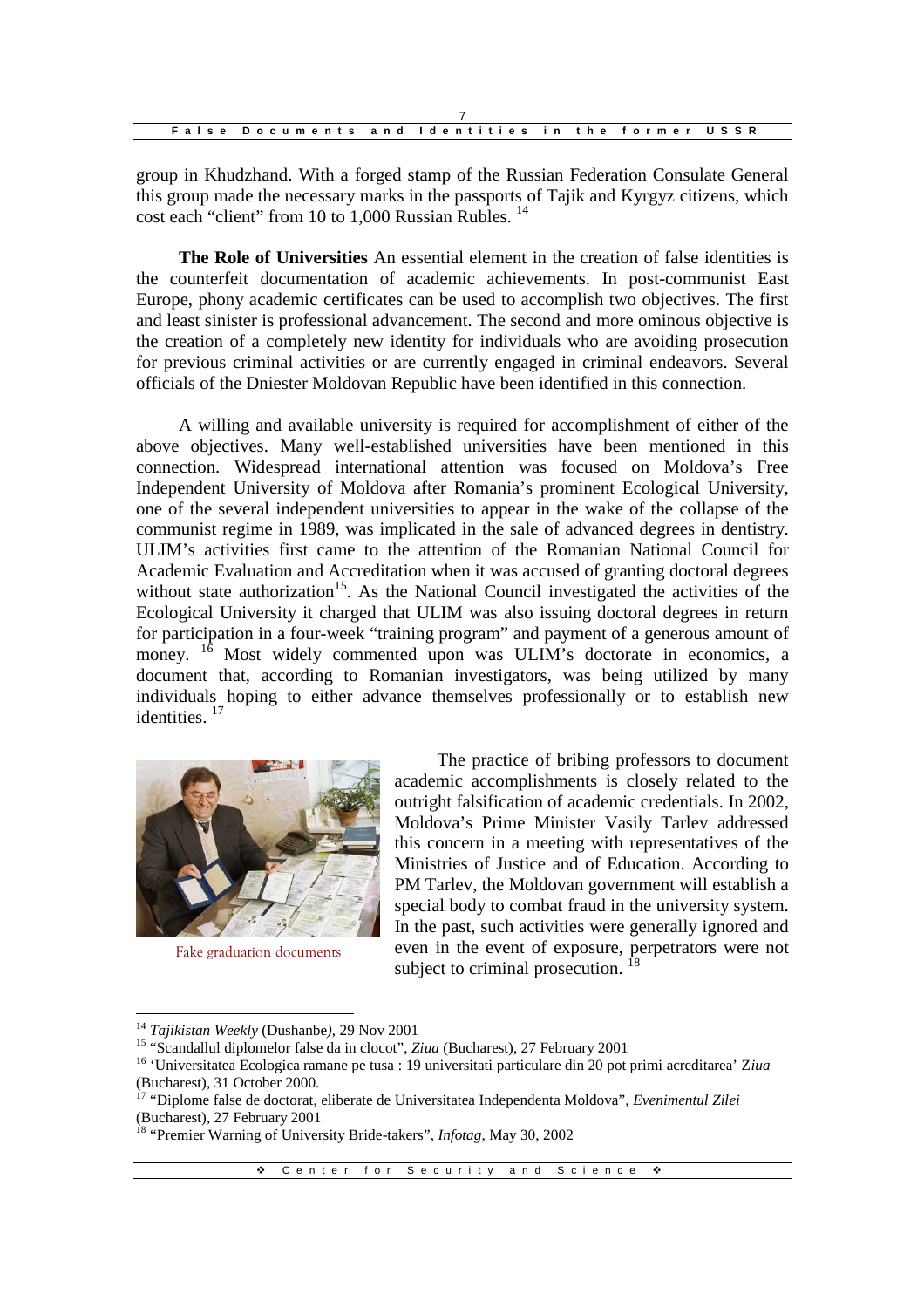group in Khudzhand. With a forged stamp of the Russian Federation Consulate General this group made the necessary marks in the passports of Tajik and Kyrgyz citizens, which cost each "client" from 10 to 1,000 Russian Rubles. [14]

**The Role of Universities** An essential element in the creation of false identities is the counterfeit documentation of academic achievements. In post-communist East Europe, phony academic certificates can be used to accomplish two objectives. The first and least sinister is professional advancement. The second and more ominous objective is the creation of a completely new identity for individuals who are avoiding prosecution for previous criminal activities or are currently engaged in criminal endeavors. Several officials of the Dniester Moldovan Republic have been identified in this connection.

A willing and available university is required for accomplishment of either of the above objectives. Many well-established universities have been mentioned in this connection. Widespread international attention was focused on Moldova's Free Independent University of Moldova after Romania's prominent Ecological University, one of the several independent universities to appear in the wake of the collapse of the communist regime in 1989, was implicated in the sale of advanced degrees in dentistry. ULIM's activities first came to the attention of the Romanian National Council for Academic Evaluation and Accreditation when it was accused of granting doctoral degrees without state authorization[15]. As the National Council investigated the activities of the Ecological University it charged that ULIM was also issuing doctoral degrees in return for participation in a four-week "training program" and payment of a generous amount of money. [16] Most widely commented upon was ULIM's doctorate in economics, a document that, according to Romanian investigators, was being utilized by many individuals hoping to either advance themselves professionally or to establish new identities. [17]

Fake graduation documents

The practice of bribing professors to document academic accomplishments is closely related to the outright falsification of academic credentials. In 2002, Moldova's Prime Minister Vasily Tarlev addressed this concern in a meeting with representatives of the Ministries of Justice and of Education. According to PM Tarlev, the Moldovan government will establish a special body to combat fraud in the university system. In the past, such activities were generally ignored and even in the event of exposure, perpetrators were not subject to criminal prosecution. [18]

---

[14] *Tajikistan Weekly* (Dushanbe), 29 Nov 2001

[15] "Scandallul diplomelor false da in clocot", *Ziua* (Bucharest), 27 February 2001

[16] 'Universitatea Ecologica ramane pe tusa : 19 universitati particulare din 20 pot primi acreditarea' *Ziua* (Bucharest), 31 October 2000.

[17] "Diplome false de doctorat, eliberate de Universitatea Independenta Moldova", *Evenimentul Zilei* (Bucharest), 27 February 2001

[18] "Premier Warning of University Bride-takers", *Infotag*, May 30, 2002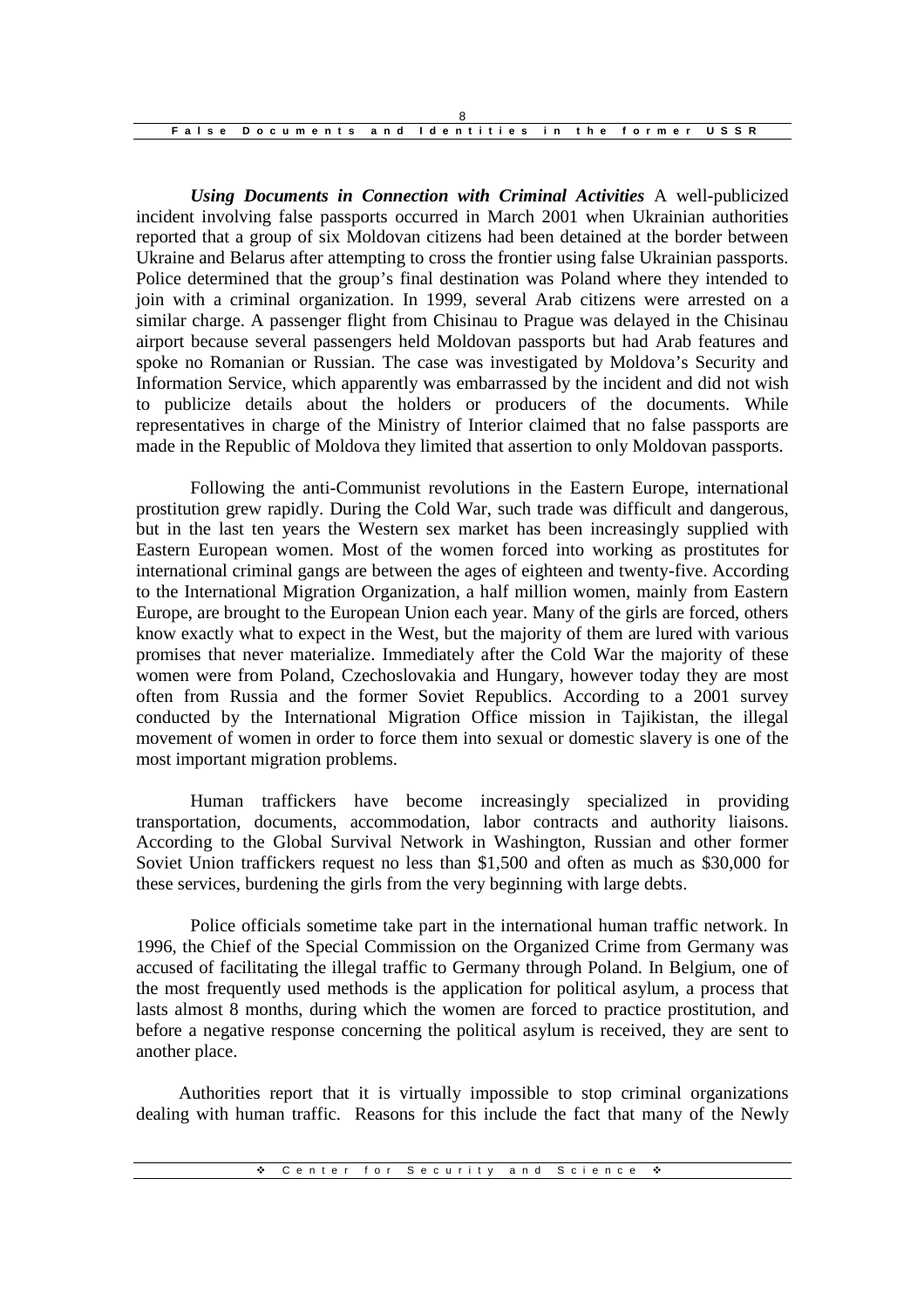***Using Documents in Connection with Criminal Activities*** A well-publicized incident involving false passports occurred in March 2001 when Ukrainian authorities reported that a group of six Moldovan citizens had been detained at the border between Ukraine and Belarus after attempting to cross the frontier using false Ukrainian passports. Police determined that the group's final destination was Poland where they intended to join with a criminal organization. In 1999, several Arab citizens were arrested on a similar charge. A passenger flight from Chisinau to Prague was delayed in the Chisinau airport because several passengers held Moldovan passports but had Arab features and spoke no Romanian or Russian. The case was investigated by Moldova's Security and Information Service, which apparently was embarrassed by the incident and did not wish to publicize details about the holders or producers of the documents. While representatives in charge of the Ministry of Interior claimed that no false passports are made in the Republic of Moldova they limited that assertion to only Moldovan passports.

Following the anti-Communist revolutions in the Eastern Europe, international prostitution grew rapidly. During the Cold War, such trade was difficult and dangerous, but in the last ten years the Western sex market has been increasingly supplied with Eastern European women. Most of the women forced into working as prostitutes for international criminal gangs are between the ages of eighteen and twenty-five. According to the International Migration Organization, a half million women, mainly from Eastern Europe, are brought to the European Union each year. Many of the girls are forced, others know exactly what to expect in the West, but the majority of them are lured with various promises that never materialize. Immediately after the Cold War the majority of these women were from Poland, Czechoslovakia and Hungary, however today they are most often from Russia and the former Soviet Republics. According to a 2001 survey conducted by the International Migration Office mission in Tajikistan, the illegal movement of women in order to force them into sexual or domestic slavery is one of the most important migration problems.

Human traffickers have become increasingly specialized in providing transportation, documents, accommodation, labor contracts and authority liaisons. According to the Global Survival Network in Washington, Russian and other former Soviet Union traffickers request no less than $1,500 and often as much as $30,000 for these services, burdening the girls from the very beginning with large debts.

Police officials sometime take part in the international human traffic network. In 1996, the Chief of the Special Commission on the Organized Crime from Germany was accused of facilitating the illegal traffic to Germany through Poland. In Belgium, one of the most frequently used methods is the application for political asylum, a process that lasts almost 8 months, during which the women are forced to practice prostitution, and before a negative response concerning the political asylum is received, they are sent to another place.

Authorities report that it is virtually impossible to stop criminal organizations dealing with human traffic. Reasons for this include the fact that many of the Newly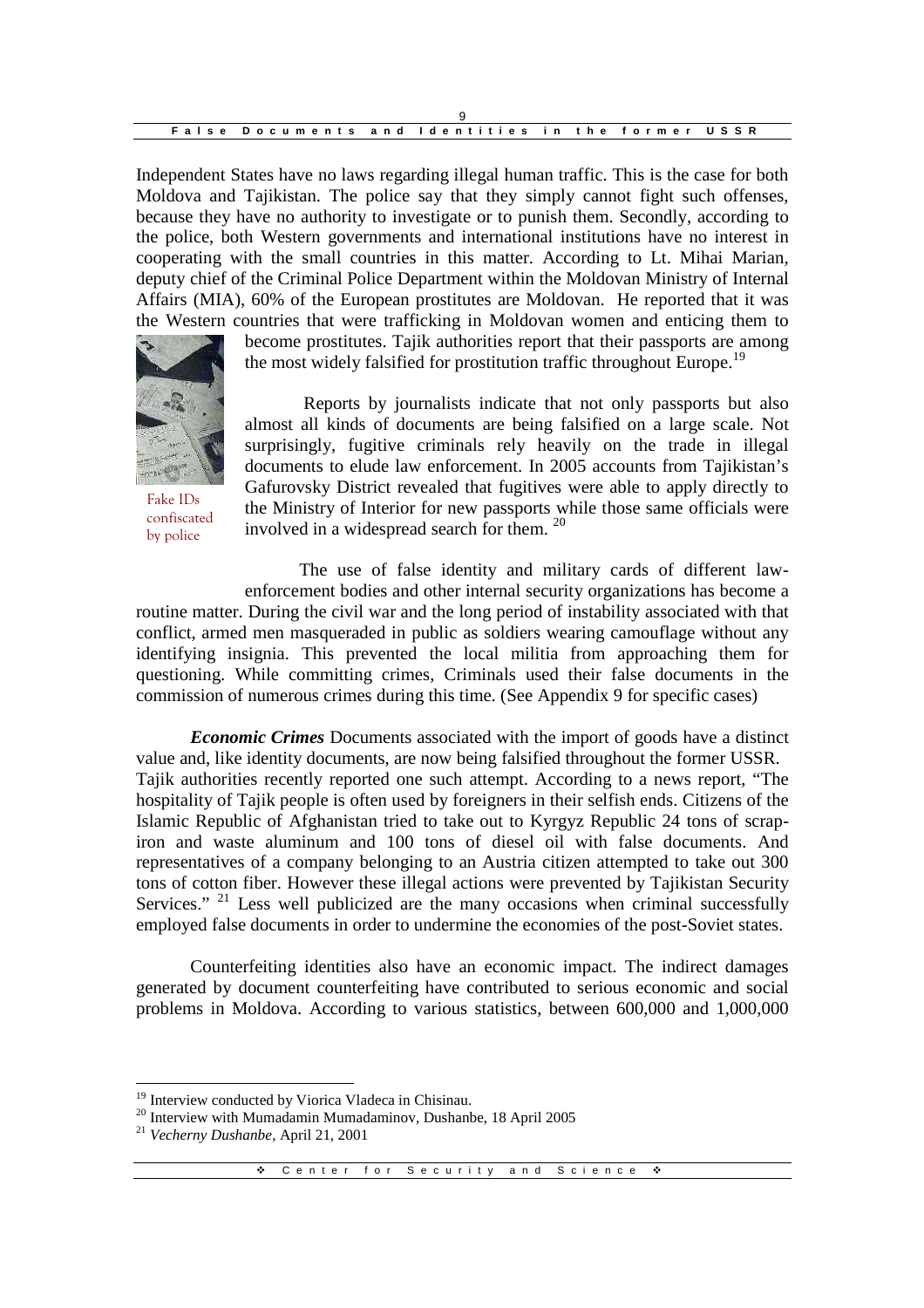Independent States have no laws regarding illegal human traffic. This is the case for both Moldova and Tajikistan. The police say that they simply cannot fight such offenses, because they have no authority to investigate or to punish them. Secondly, according to the police, both Western governments and international institutions have no interest in cooperating with the small countries in this matter. According to Lt. Mihai Marian, deputy chief of the Criminal Police Department within the Moldovan Ministry of Internal Affairs (MIA), 60% of the European prostitutes are Moldovan. He reported that it was the Western countries that were trafficking in Moldovan women and enticing them to become prostitutes. Tajik authorities report that their passports are among the most widely falsified for prostitution traffic throughout Europe.[19]

Fake IDs confiscated by police

Reports by journalists indicate that not only passports but also almost all kinds of documents are being falsified on a large scale. Not surprisingly, fugitive criminals rely heavily on the trade in illegal documents to elude law enforcement. In 2005 accounts from Tajikistan's Gafurovsky District revealed that fugitives were able to apply directly to the Ministry of Interior for new passports while those same officials were involved in a widespread search for them. [20]

The use of false identity and military cards of different law-enforcement bodies and other internal security organizations has become a routine matter. During the civil war and the long period of instability associated with that conflict, armed men masqueraded in public as soldiers wearing camouflage without any identifying insignia. This prevented the local militia from approaching them for questioning. While committing crimes, Criminals used their false documents in the commission of numerous crimes during this time. (See Appendix 9 for specific cases)

***Economic Crimes*** Documents associated with the import of goods have a distinct value and, like identity documents, are now being falsified throughout the former USSR. Tajik authorities recently reported one such attempt. According to a news report, "The hospitality of Tajik people is often used by foreigners in their selfish ends. Citizens of the Islamic Republic of Afghanistan tried to take out to Kyrgyz Republic 24 tons of scrap-iron and waste aluminum and 100 tons of diesel oil with false documents. And representatives of a company belonging to an Austria citizen attempted to take out 300 tons of cotton fiber. However these illegal actions were prevented by Tajikistan Security Services." [21] Less well publicized are the many occasions when criminal successfully employed false documents in order to undermine the economies of the post-Soviet states.

Counterfeiting identities also have an economic impact. The indirect damages generated by document counterfeiting have contributed to serious economic and social problems in Moldova. According to various statistics, between 600,000 and 1,000,000

---

[19] Interview conducted by Viorica Vladeca in Chisinau.

[20] Interview with Mumadamin Mumadaminov, Dushanbe, 18 April 2005

[21] *Vecherny Dushanbe*, April 21, 2001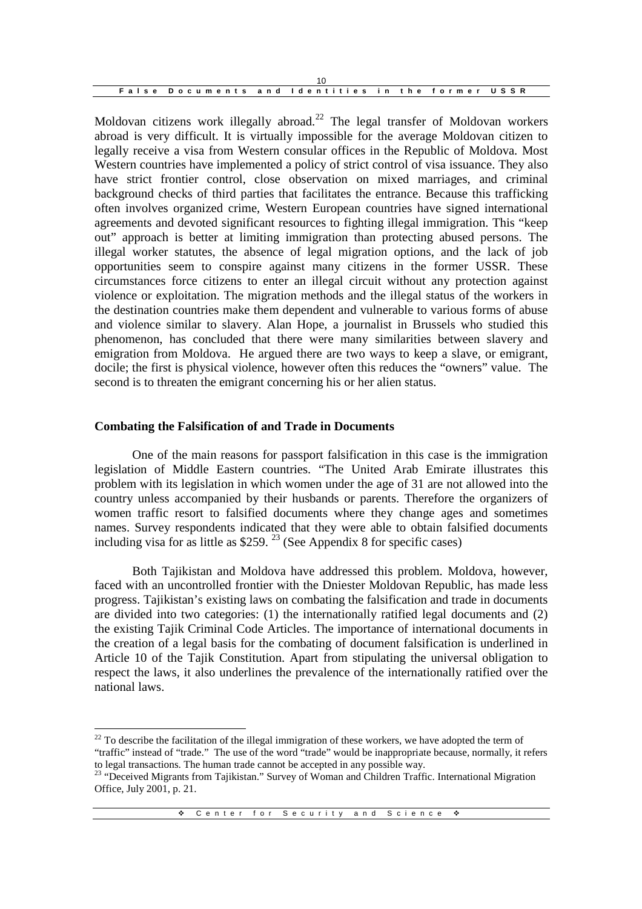Moldovan citizens work illegally abroad.[22] The legal transfer of Moldovan workers abroad is very difficult. It is virtually impossible for the average Moldovan citizen to legally receive a visa from Western consular offices in the Republic of Moldova. Most Western countries have implemented a policy of strict control of visa issuance. They also have strict frontier control, close observation on mixed marriages, and criminal background checks of third parties that facilitates the entrance. Because this trafficking often involves organized crime, Western European countries have signed international agreements and devoted significant resources to fighting illegal immigration. This "keep out" approach is better at limiting immigration than protecting abused persons. The illegal worker statutes, the absence of legal migration options, and the lack of job opportunities seem to conspire against many citizens in the former USSR. These circumstances force citizens to enter an illegal circuit without any protection against violence or exploitation. The migration methods and the illegal status of the workers in the destination countries make them dependent and vulnerable to various forms of abuse and violence similar to slavery. Alan Hope, a journalist in Brussels who studied this phenomenon, has concluded that there were many similarities between slavery and emigration from Moldova. He argued there are two ways to keep a slave, or emigrant, docile; the first is physical violence, however often this reduces the "owners" value. The second is to threaten the emigrant concerning his or her alien status.

**Combating the Falsification of and Trade in Documents**

One of the main reasons for passport falsification in this case is the immigration legislation of Middle Eastern countries. "The United Arab Emirate illustrates this problem with its legislation in which women under the age of 31 are not allowed into the country unless accompanied by their husbands or parents. Therefore the organizers of women traffic resort to falsified documents where they change ages and sometimes names. Survey respondents indicated that they were able to obtain falsified documents including visa for as little as $259. [23] (See Appendix 8 for specific cases)

Both Tajikistan and Moldova have addressed this problem. Moldova, however, faced with an uncontrolled frontier with the Dniester Moldovan Republic, has made less progress. Tajikistan's existing laws on combating the falsification and trade in documents are divided into two categories: (1) the internationally ratified legal documents and (2) the existing Tajik Criminal Code Articles. The importance of international documents in the creation of a legal basis for the combating of document falsification is underlined in Article 10 of the Tajik Constitution. Apart from stipulating the universal obligation to respect the laws, it also underlines the prevalence of the internationally ratified over the national laws.

---

[22] To describe the facilitation of the illegal immigration of these workers, we have adopted the term of "traffic" instead of "trade." The use of the word "trade" would be inappropriate because, normally, it refers to legal transactions. The human trade cannot be accepted in any possible way.

[23] "Deceived Migrants from Tajikistan." Survey of Woman and Children Traffic. International Migration Office, July 2001, p. 21.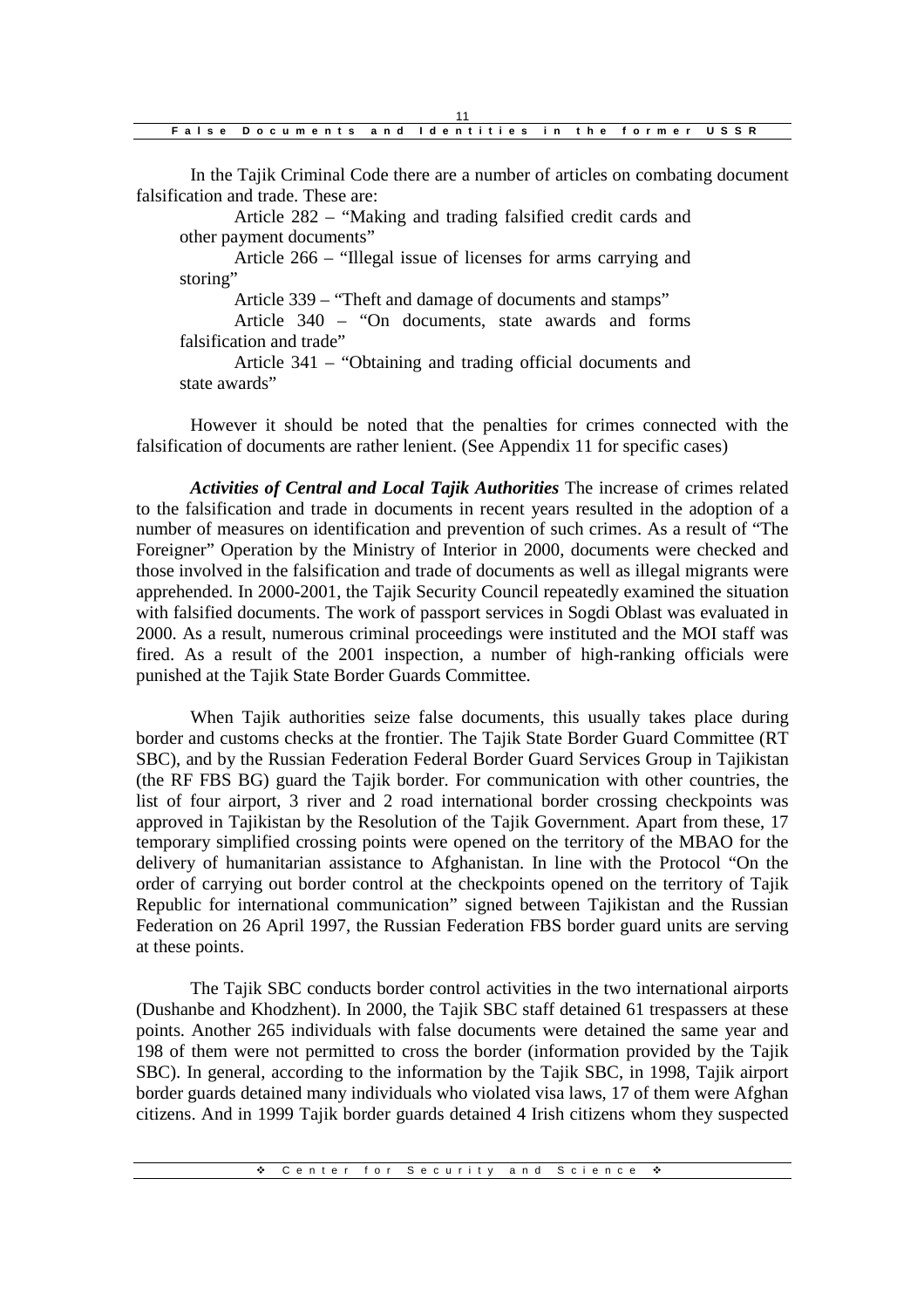In the Tajik Criminal Code there are a number of articles on combating document falsification and trade. These are:

Article 282 – "Making and trading falsified credit cards and other payment documents"

Article 266 – "Illegal issue of licenses for arms carrying and storing"

Article 339 – "Theft and damage of documents and stamps"

Article 340 – "On documents, state awards and forms falsification and trade"

Article 341 – "Obtaining and trading official documents and state awards"

However it should be noted that the penalties for crimes connected with the falsification of documents are rather lenient. (See Appendix 11 for specific cases)

***Activities of Central and Local Tajik Authorities*** The increase of crimes related to the falsification and trade in documents in recent years resulted in the adoption of a number of measures on identification and prevention of such crimes. As a result of "The Foreigner" Operation by the Ministry of Interior in 2000, documents were checked and those involved in the falsification and trade of documents as well as illegal migrants were apprehended. In 2000-2001, the Tajik Security Council repeatedly examined the situation with falsified documents. The work of passport services in Sogdi Oblast was evaluated in 2000. As a result, numerous criminal proceedings were instituted and the MOI staff was fired. As a result of the 2001 inspection, a number of high-ranking officials were punished at the Tajik State Border Guards Committee.

When Tajik authorities seize false documents, this usually takes place during border and customs checks at the frontier. The Tajik State Border Guard Committee (RT SBC), and by the Russian Federation Federal Border Guard Services Group in Tajikistan (the RF FBS BG) guard the Tajik border. For communication with other countries, the list of four airport, 3 river and 2 road international border crossing checkpoints was approved in Tajikistan by the Resolution of the Tajik Government. Apart from these, 17 temporary simplified crossing points were opened on the territory of the MBAO for the delivery of humanitarian assistance to Afghanistan. In line with the Protocol "On the order of carrying out border control at the checkpoints opened on the territory of Tajik Republic for international communication" signed between Tajikistan and the Russian Federation on 26 April 1997, the Russian Federation FBS border guard units are serving at these points.

The Tajik SBC conducts border control activities in the two international airports (Dushanbe and Khodzhent). In 2000, the Tajik SBC staff detained 61 trespassers at these points. Another 265 individuals with false documents were detained the same year and 198 of them were not permitted to cross the border (information provided by the Tajik SBC). In general, according to the information by the Tajik SBC, in 1998, Tajik airport border guards detained many individuals who violated visa laws, 17 of them were Afghan citizens. And in 1999 Tajik border guards detained 4 Irish citizens whom they suspected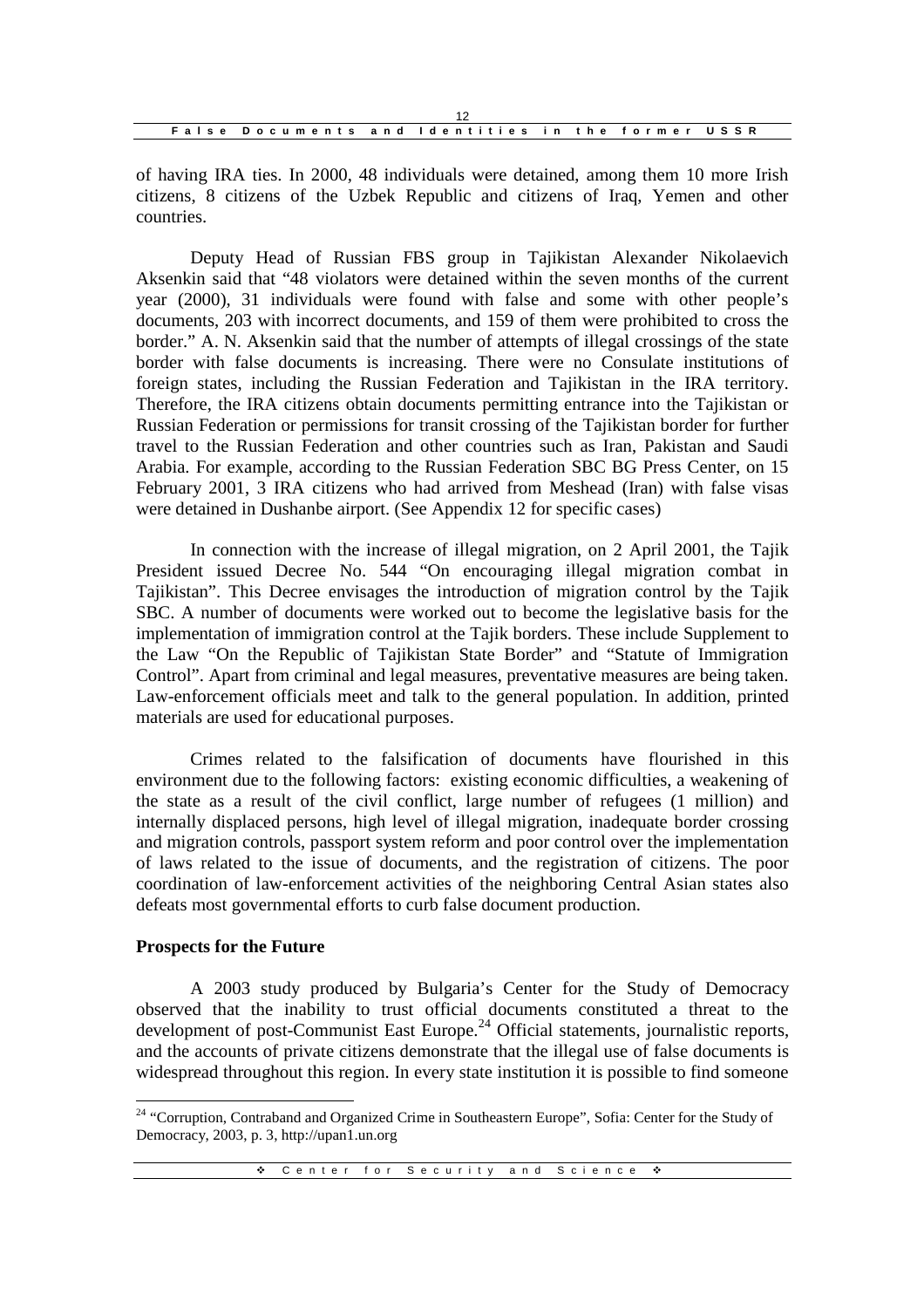of having IRA ties. In 2000, 48 individuals were detained, among them 10 more Irish citizens, 8 citizens of the Uzbek Republic and citizens of Iraq, Yemen and other countries.

Deputy Head of Russian FBS group in Tajikistan Alexander Nikolaevich Aksenkin said that "48 violators were detained within the seven months of the current year (2000), 31 individuals were found with false and some with other people's documents, 203 with incorrect documents, and 159 of them were prohibited to cross the border." A. N. Aksenkin said that the number of attempts of illegal crossings of the state border with false documents is increasing. There were no Consulate institutions of foreign states, including the Russian Federation and Tajikistan in the IRA territory. Therefore, the IRA citizens obtain documents permitting entrance into the Tajikistan or Russian Federation or permissions for transit crossing of the Tajikistan border for further travel to the Russian Federation and other countries such as Iran, Pakistan and Saudi Arabia. For example, according to the Russian Federation SBC BG Press Center, on 15 February 2001, 3 IRA citizens who had arrived from Meshead (Iran) with false visas were detained in Dushanbe airport. (See Appendix 12 for specific cases)

In connection with the increase of illegal migration, on 2 April 2001, the Tajik President issued Decree No. 544 "On encouraging illegal migration combat in Tajikistan". This Decree envisages the introduction of migration control by the Tajik SBC. A number of documents were worked out to become the legislative basis for the implementation of immigration control at the Tajik borders. These include Supplement to the Law "On the Republic of Tajikistan State Border" and "Statute of Immigration Control". Apart from criminal and legal measures, preventative measures are being taken. Law-enforcement officials meet and talk to the general population. In addition, printed materials are used for educational purposes.

Crimes related to the falsification of documents have flourished in this environment due to the following factors: existing economic difficulties, a weakening of the state as a result of the civil conflict, large number of refugees (1 million) and internally displaced persons, high level of illegal migration, inadequate border crossing and migration controls, passport system reform and poor control over the implementation of laws related to the issue of documents, and the registration of citizens. The poor coordination of law-enforcement activities of the neighboring Central Asian states also defeats most governmental efforts to curb false document production.

**Prospects for the Future**

A 2003 study produced by Bulgaria's Center for the Study of Democracy observed that the inability to trust official documents constituted a threat to the development of post-Communist East Europe.[24] Official statements, journalistic reports, and the accounts of private citizens demonstrate that the illegal use of false documents is widespread throughout this region. In every state institution it is possible to find someone

[24] "Corruption, Contraband and Organized Crime in Southeastern Europe", Sofia: Center for the Study of Democracy, 2003, p. 3, http://upan1.un.org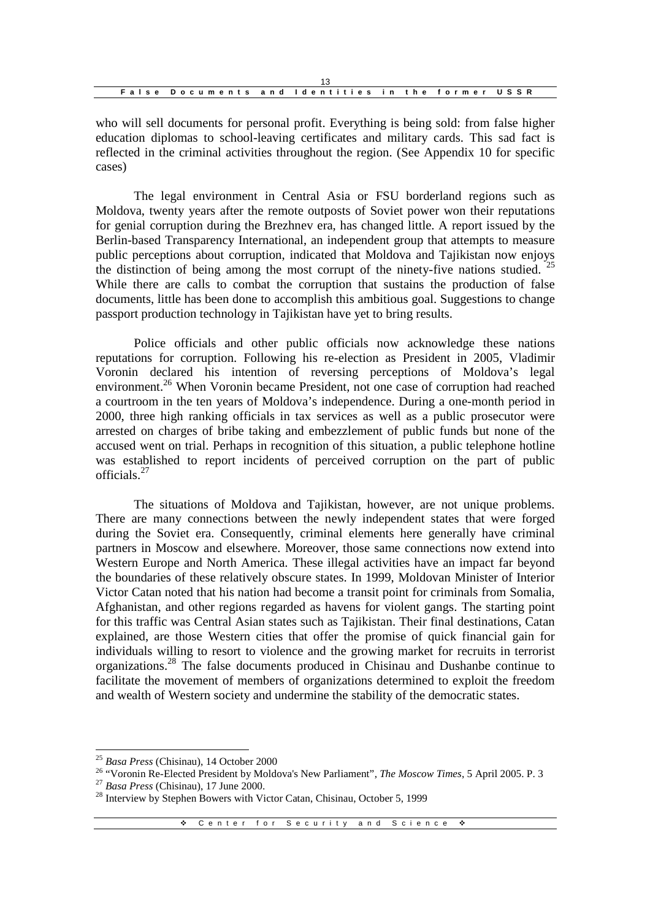who will sell documents for personal profit. Everything is being sold: from false higher education diplomas to school-leaving certificates and military cards. This sad fact is reflected in the criminal activities throughout the region. (See Appendix 10 for specific cases)

The legal environment in Central Asia or FSU borderland regions such as Moldova, twenty years after the remote outposts of Soviet power won their reputations for genial corruption during the Brezhnev era, has changed little. A report issued by the Berlin-based Transparency International, an independent group that attempts to measure public perceptions about corruption, indicated that Moldova and Tajikistan now enjoys the distinction of being among the most corrupt of the ninety-five nations studied. [25] While there are calls to combat the corruption that sustains the production of false documents, little has been done to accomplish this ambitious goal. Suggestions to change passport production technology in Tajikistan have yet to bring results.

Police officials and other public officials now acknowledge these nations reputations for corruption. Following his re-election as President in 2005, Vladimir Voronin declared his intention of reversing perceptions of Moldova's legal environment.[26] When Voronin became President, not one case of corruption had reached a courtroom in the ten years of Moldova's independence. During a one-month period in 2000, three high ranking officials in tax services as well as a public prosecutor were arrested on charges of bribe taking and embezzlement of public funds but none of the accused went on trial. Perhaps in recognition of this situation, a public telephone hotline was established to report incidents of perceived corruption on the part of public officials.[27]

The situations of Moldova and Tajikistan, however, are not unique problems. There are many connections between the newly independent states that were forged during the Soviet era. Consequently, criminal elements here generally have criminal partners in Moscow and elsewhere. Moreover, those same connections now extend into Western Europe and North America. These illegal activities have an impact far beyond the boundaries of these relatively obscure states. In 1999, Moldovan Minister of Interior Victor Catan noted that his nation had become a transit point for criminals from Somalia, Afghanistan, and other regions regarded as havens for violent gangs. The starting point for this traffic was Central Asian states such as Tajikistan. Their final destinations, Catan explained, are those Western cities that offer the promise of quick financial gain for individuals willing to resort to violence and the growing market for recruits in terrorist organizations.[28] The false documents produced in Chisinau and Dushanbe continue to facilitate the movement of members of organizations determined to exploit the freedom and wealth of Western society and undermine the stability of the democratic states.

---

[25] *Basa Press* (Chisinau), 14 October 2000

[26] "Voronin Re-Elected President by Moldova's New Parliament", *The Moscow Times*, 5 April 2005. P. 3

[27] *Basa Press* (Chisinau), 17 June 2000.

[28] Interview by Stephen Bowers with Victor Catan, Chisinau, October 5, 1999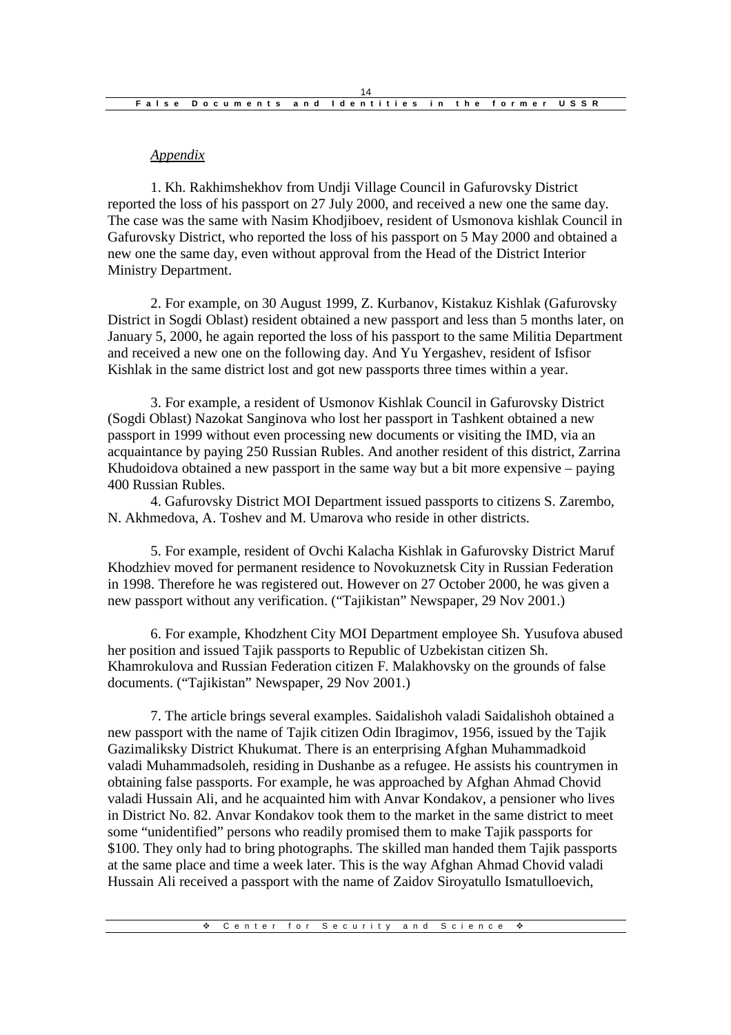*Appendix*

1. Kh. Rakhimshekhov from Undji Village Council in Gafurovsky District reported the loss of his passport on 27 July 2000, and received a new one the same day. The case was the same with Nasim Khodjiboev, resident of Usmonova kishlak Council in Gafurovsky District, who reported the loss of his passport on 5 May 2000 and obtained a new one the same day, even without approval from the Head of the District Interior Ministry Department.

2. For example, on 30 August 1999, Z. Kurbanov, Kistakuz Kishlak (Gafurovsky District in Sogdi Oblast) resident obtained a new passport and less than 5 months later, on January 5, 2000, he again reported the loss of his passport to the same Militia Department and received a new one on the following day. And Yu Yergashev, resident of Isfisor Kishlak in the same district lost and got new passports three times within a year.

3. For example, a resident of Usmonov Kishlak Council in Gafurovsky District (Sogdi Oblast) Nazokat Sanginova who lost her passport in Tashkent obtained a new passport in 1999 without even processing new documents or visiting the IMD, via an acquaintance by paying 250 Russian Rubles. And another resident of this district, Zarrina Khudoidova obtained a new passport in the same way but a bit more expensive – paying 400 Russian Rubles.

4. Gafurovsky District MOI Department issued passports to citizens S. Zarembo, N. Akhmedova, A. Toshev and M. Umarova who reside in other districts.

5. For example, resident of Ovchi Kalacha Kishlak in Gafurovsky District Maruf Khodzhiev moved for permanent residence to Novokuznetsk City in Russian Federation in 1998. Therefore he was registered out. However on 27 October 2000, he was given a new passport without any verification. ("Tajikistan" Newspaper, 29 Nov 2001.)

6. For example, Khodzhent City MOI Department employee Sh. Yusufova abused her position and issued Tajik passports to Republic of Uzbekistan citizen Sh. Khamrokulova and Russian Federation citizen F. Malakhovsky on the grounds of false documents. ("Tajikistan" Newspaper, 29 Nov 2001.)

7. The article brings several examples. Saidalishoh valadi Saidalishoh obtained a new passport with the name of Tajik citizen Odin Ibragimov, 1956, issued by the Tajik Gazimaliksky District Khukumat. There is an enterprising Afghan Muhammadkoid valadi Muhammadsoleh, residing in Dushanbe as a refugee. He assists his countrymen in obtaining false passports. For example, he was approached by Afghan Ahmad Chovid valadi Hussain Ali, and he acquainted him with Anvar Kondakov, a pensioner who lives in District No. 82. Anvar Kondakov took them to the market in the same district to meet some "unidentified" persons who readily promised them to make Tajik passports for $100. They only had to bring photographs. The skilled man handed them Tajik passports at the same place and time a week later. This is the way Afghan Ahmad Chovid valadi Hussain Ali received a passport with the name of Zaidov Siroyatullo Ismatulloevich,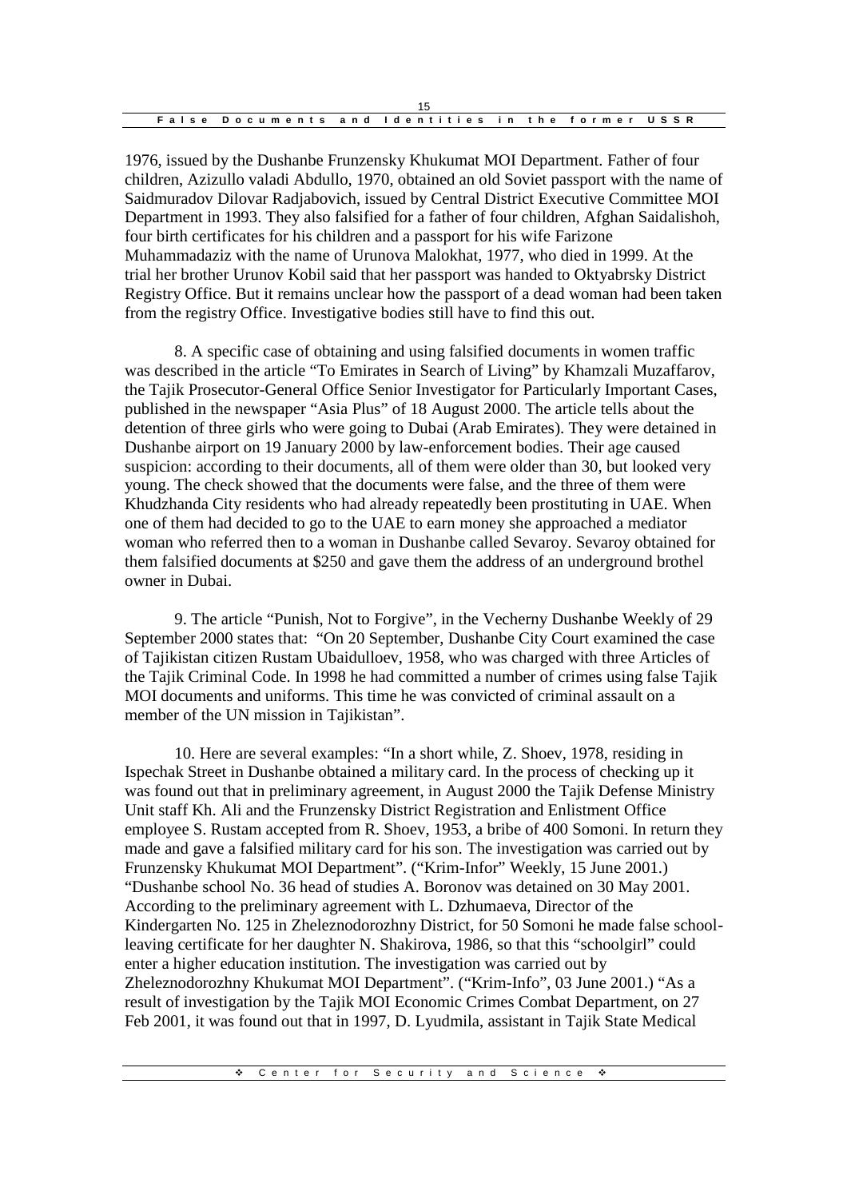1976, issued by the Dushanbe Frunzensky Khukumat MOI Department. Father of four children, Azizullo valadi Abdullo, 1970, obtained an old Soviet passport with the name of Saidmuradov Dilovar Radjabovich, issued by Central District Executive Committee MOI Department in 1993. They also falsified for a father of four children, Afghan Saidalishoh, four birth certificates for his children and a passport for his wife Farizone Muhammadaziz with the name of Urunova Malokhat, 1977, who died in 1999. At the trial her brother Urunov Kobil said that her passport was handed to Oktyabrsky District Registry Office. But it remains unclear how the passport of a dead woman had been taken from the registry Office. Investigative bodies still have to find this out.

8. A specific case of obtaining and using falsified documents in women traffic was described in the article "To Emirates in Search of Living" by Khamzali Muzaffarov, the Tajik Prosecutor-General Office Senior Investigator for Particularly Important Cases, published in the newspaper "Asia Plus" of 18 August 2000. The article tells about the detention of three girls who were going to Dubai (Arab Emirates). They were detained in Dushanbe airport on 19 January 2000 by law-enforcement bodies. Their age caused suspicion: according to their documents, all of them were older than 30, but looked very young. The check showed that the documents were false, and the three of them were Khudzhanda City residents who had already repeatedly been prostituting in UAE. When one of them had decided to go to the UAE to earn money she approached a mediator woman who referred then to a woman in Dushanbe called Sevaroy. Sevaroy obtained for them falsified documents at $250 and gave them the address of an underground brothel owner in Dubai.

9. The article "Punish, Not to Forgive", in the Vecherny Dushanbe Weekly of 29 September 2000 states that: "On 20 September, Dushanbe City Court examined the case of Tajikistan citizen Rustam Ubaidulloev, 1958, who was charged with three Articles of the Tajik Criminal Code. In 1998 he had committed a number of crimes using false Tajik MOI documents and uniforms. This time he was convicted of criminal assault on a member of the UN mission in Tajikistan".

10. Here are several examples: "In a short while, Z. Shoev, 1978, residing in Ispechak Street in Dushanbe obtained a military card. In the process of checking up it was found out that in preliminary agreement, in August 2000 the Tajik Defense Ministry Unit staff Kh. Ali and the Frunzensky District Registration and Enlistment Office employee S. Rustam accepted from R. Shoev, 1953, a bribe of 400 Somoni. In return they made and gave a falsified military card for his son. The investigation was carried out by Frunzensky Khukumat MOI Department". ("Krim-Infor" Weekly, 15 June 2001.) "Dushanbe school No. 36 head of studies A. Boronov was detained on 30 May 2001. According to the preliminary agreement with L. Dzhumaeva, Director of the Kindergarten No. 125 in Zheleznodorozhny District, for 50 Somoni he made false school-leaving certificate for her daughter N. Shakirova, 1986, so that this "schoolgirl" could enter a higher education institution. The investigation was carried out by Zheleznodorozhny Khukumat MOI Department". ("Krim-Info", 03 June 2001.) "As a result of investigation by the Tajik MOI Economic Crimes Combat Department, on 27 Feb 2001, it was found out that in 1997, D. Lyudmila, assistant in Tajik State Medical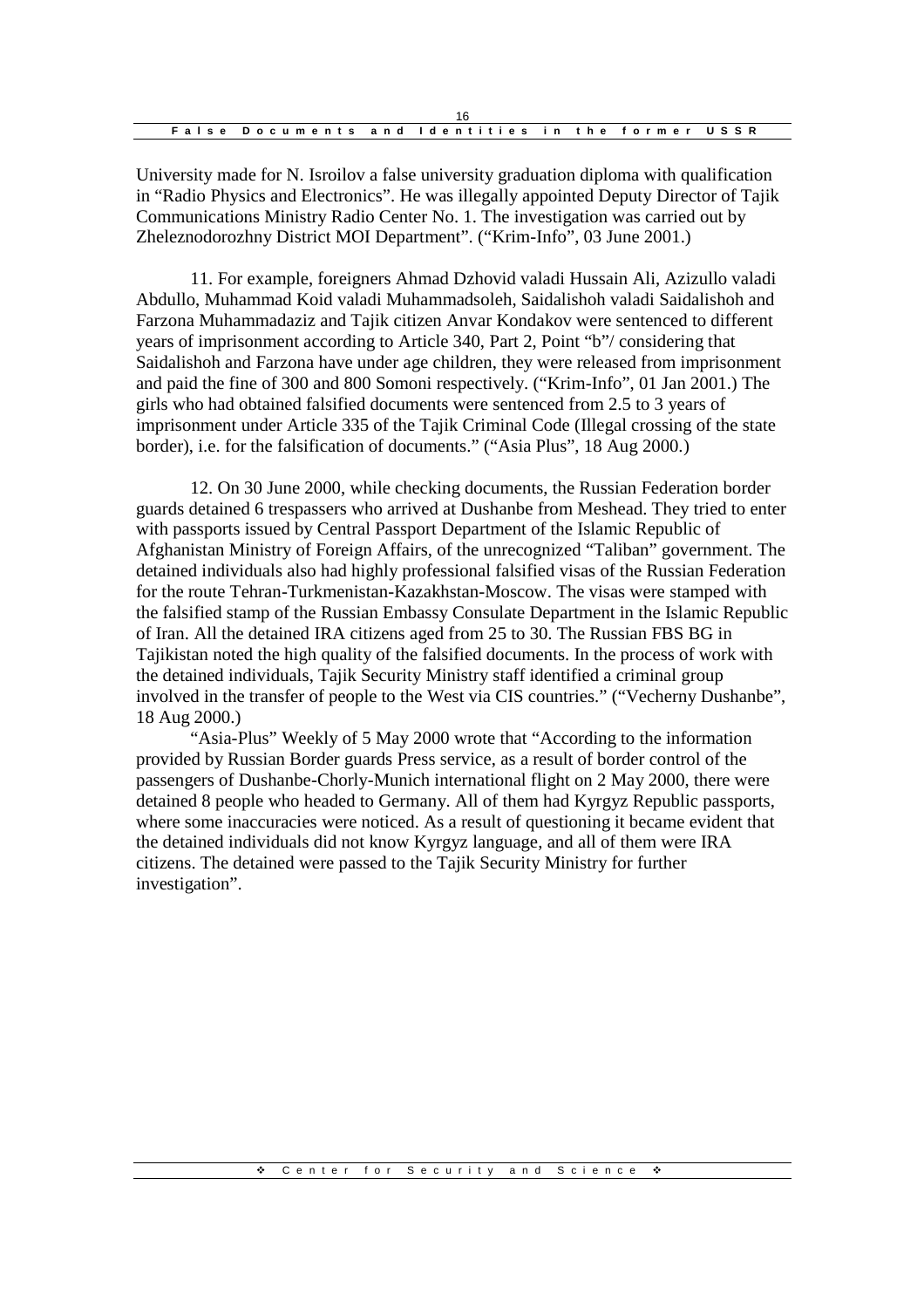University made for N. Isroilov a false university graduation diploma with qualification in "Radio Physics and Electronics". He was illegally appointed Deputy Director of Tajik Communications Ministry Radio Center No. 1. The investigation was carried out by Zheleznodorozhny District MOI Department". ("Krim-Info", 03 June 2001.)

11. For example, foreigners Ahmad Dzhovid valadi Hussain Ali, Azizullo valadi Abdullo, Muhammad Koid valadi Muhammadsoleh, Saidalishoh valadi Saidalishoh and Farzona Muhammadaziz and Tajik citizen Anvar Kondakov were sentenced to different years of imprisonment according to Article 340, Part 2, Point "b"/ considering that Saidalishoh and Farzona have under age children, they were released from imprisonment and paid the fine of 300 and 800 Somoni respectively. ("Krim-Info", 01 Jan 2001.) The girls who had obtained falsified documents were sentenced from 2.5 to 3 years of imprisonment under Article 335 of the Tajik Criminal Code (Illegal crossing of the state border), i.e. for the falsification of documents." ("Asia Plus", 18 Aug 2000.)

12. On 30 June 2000, while checking documents, the Russian Federation border guards detained 6 trespassers who arrived at Dushanbe from Meshead. They tried to enter with passports issued by Central Passport Department of the Islamic Republic of Afghanistan Ministry of Foreign Affairs, of the unrecognized "Taliban" government. The detained individuals also had highly professional falsified visas of the Russian Federation for the route Tehran-Turkmenistan-Kazakhstan-Moscow. The visas were stamped with the falsified stamp of the Russian Embassy Consulate Department in the Islamic Republic of Iran. All the detained IRA citizens aged from 25 to 30. The Russian FBS BG in Tajikistan noted the high quality of the falsified documents. In the process of work with the detained individuals, Tajik Security Ministry staff identified a criminal group involved in the transfer of people to the West via CIS countries." ("Vecherny Dushanbe", 18 Aug 2000.)

"Asia-Plus" Weekly of 5 May 2000 wrote that "According to the information provided by Russian Border guards Press service, as a result of border control of the passengers of Dushanbe-Chorly-Munich international flight on 2 May 2000, there were detained 8 people who headed to Germany. All of them had Kyrgyz Republic passports, where some inaccuracies were noticed. As a result of questioning it became evident that the detained individuals did not know Kyrgyz language, and all of them were IRA citizens. The detained were passed to the Tajik Security Ministry for further investigation".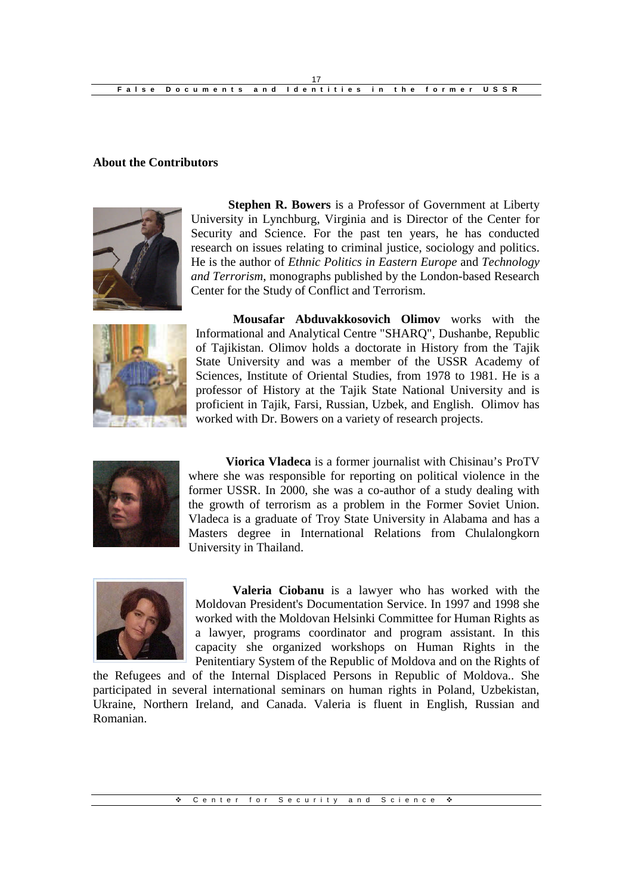**About the Contributors**

**Stephen R. Bowers** is a Professor of Government at Liberty University in Lynchburg, Virginia and is Director of the Center for Security and Science. For the past ten years, he has conducted research on issues relating to criminal justice, sociology and politics. He is the author of *Ethnic Politics in Eastern Europe* and *Technology and Terrorism*, monographs published by the London-based Research Center for the Study of Conflict and Terrorism.

**Mousafar Abduvakkosovich Olimov** works with the Informational and Analytical Centre "SHARQ", Dushanbe, Republic of Tajikistan. Olimov holds a doctorate in History from the Tajik State University and was a member of the USSR Academy of Sciences, Institute of Oriental Studies, from 1978 to 1981. He is a professor of History at the Tajik State National University and is proficient in Tajik, Farsi, Russian, Uzbek, and English. Olimov has worked with Dr. Bowers on a variety of research projects.

**Viorica Vladeca** is a former journalist with Chisinau's ProTV where she was responsible for reporting on political violence in the former USSR. In 2000, she was a co-author of a study dealing with the growth of terrorism as a problem in the Former Soviet Union. Vladeca is a graduate of Troy State University in Alabama and has a Masters degree in International Relations from Chulalongkorn University in Thailand.

**Valeria Ciobanu** is a lawyer who has worked with the Moldovan President's Documentation Service. In 1997 and 1998 she worked with the Moldovan Helsinki Committee for Human Rights as a lawyer, programs coordinator and program assistant. In this capacity she organized workshops on Human Rights in the Penitentiary System of the Republic of Moldova and on the Rights of the Refugees and of the Internal Displaced Persons in Republic of Moldova.. She participated in several international seminars on human rights in Poland, Uzbekistan, Ukraine, Northern Ireland, and Canada. Valeria is fluent in English, Russian and Romanian.